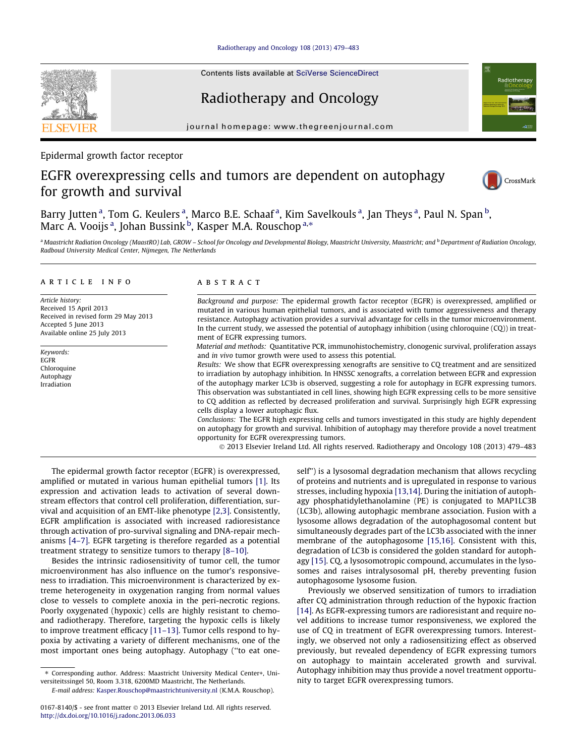Epidermal growth factor receptor

# EGFR overexpressing cells and tumors are dependent on autophagy for growth and survival

Barry Jutten [a], Tom G. Keulers [a], Marco B.E. Schaaf [a], Kim Savelkouls [a], Jan Theys [a], Paul N. Span [b], Marc A. Vooijs [a], Johan Bussink [b], Kasper M.A. Rouschop [a,*]

[a] Maastricht Radiation Oncology (MaastRO) Lab, GROW – School for Oncology and Developmental Biology, Maastricht University, Maastricht; and [b] Department of Radiation Oncology, Radboud University Medical Center, Nijmegen, The Netherlands

## ARTICLE INFO

*Article history:*
Received 15 April 2013
Received in revised form 29 May 2013
Accepted 5 June 2013
Available online 25 July 2013

*Keywords:*
EGFR
Chloroquine
Autophagy
Irradiation

## ABSTRACT

*Background and purpose:* The epidermal growth factor receptor (EGFR) is overexpressed, amplified or mutated in various human epithelial tumors, and is associated with tumor aggressiveness and therapy resistance. Autophagy activation provides a survival advantage for cells in the tumor microenvironment. In the current study, we assessed the potential of autophagy inhibition (using chloroquine (CQ)) in treatment of EGFR expressing tumors.

*Material and methods:* Quantitative PCR, immunohistochemistry, clonogenic survival, proliferation assays and *in vivo* tumor growth were used to assess this potential.

*Results:* We show that EGFR overexpressing xenografts are sensitive to CQ treatment and are sensitized to irradiation by autophagy inhibition. In HNSSC xenografts, a correlation between EGFR and expression of the autophagy marker LC3b is observed, suggesting a role for autophagy in EGFR expressing tumors. This observation was substantiated in cell lines, showing high EGFR expressing cells to be more sensitive to CQ addition as reflected by decreased proliferation and survival. Surprisingly high EGFR expressing cells display a lower autophagic flux.

*Conclusions:* The EGFR high expressing cells and tumors investigated in this study are highly dependent on autophagy for growth and survival. Inhibition of autophagy may therefore provide a novel treatment opportunity for EGFR overexpressing tumors.

© 2013 Elsevier Ireland Ltd. All rights reserved. Radiotherapy and Oncology 108 (2013) 479–483

The epidermal growth factor receptor (EGFR) is overexpressed, amplified or mutated in various human epithelial tumors [1]. Its expression and activation leads to activation of several downstream effectors that control cell proliferation, differentiation, survival and acquisition of an EMT-like phenotype [2,3]. Consistently, EGFR amplification is associated with increased radioresistance through activation of pro-survival signaling and DNA-repair mechanisms [4–7]. EGFR targeting is therefore regarded as a potential treatment strategy to sensitize tumors to therapy [8–10].

Besides the intrinsic radiosensitivity of tumor cell, the tumor microenvironment has also influence on the tumor's responsiveness to irradiation. This microenvironment is characterized by extreme heterogeneity in oxygenation ranging from normal values close to vessels to complete anoxia in the peri-necrotic regions. Poorly oxygenated (hypoxic) cells are highly resistant to chemo- and radiotherapy. Therefore, targeting the hypoxic cells is likely to improve treatment efficacy [11–13]. Tumor cells respond to hypoxia by activating a variety of different mechanisms, one of the most important ones being autophagy. Autophagy ("to eat oneself") is a lysosomal degradation mechanism that allows recycling of proteins and nutrients and is upregulated in response to various stresses, including hypoxia [13,14]. During the initiation of autophagy phosphatidylethanolamine (PE) is conjugated to MAP1LC3B (LC3b), allowing autophagic membrane association. Fusion with a lysosome allows degradation of the autophagosomal content but simultaneously degrades part of the LC3b associated with the inner membrane of the autophagosome [15,16]. Consistent with this, degradation of LC3b is considered the golden standard for autophagy [15]. CQ, a lysosomotropic compound, accumulates in the lysosomes and raises intralysosomal pH, thereby preventing fusion autophagosome lysosome fusion.

Previously we observed sensitization of tumors to irradiation after CQ administration through reduction of the hypoxic fraction [14]. As EGFR-expressing tumors are radioresistant and require novel additions to increase tumor responsiveness, we explored the use of CQ in treatment of EGFR overexpressing tumors. Interestingly, we observed not only a radiosensitizing effect as observed previously, but revealed dependency of EGFR expressing tumors on autophagy to maintain accelerated growth and survival. Autophagy inhibition may thus provide a novel treatment opportunity to target EGFR overexpressing tumors.

* Corresponding author. Address: Maastricht University Medical Center+, Universiteitssingel 50, Room 3.318, 6200MD Maastricht, The Netherlands.
E-mail address: Kasper.Rouschop@maastrichtuniversity.nl (K.M.A. Rouschop).

0167-8140/$ - see front matter © 2013 Elsevier Ireland Ltd. All rights reserved.
http://dx.doi.org/10.1016/j.radonc.2013.06.033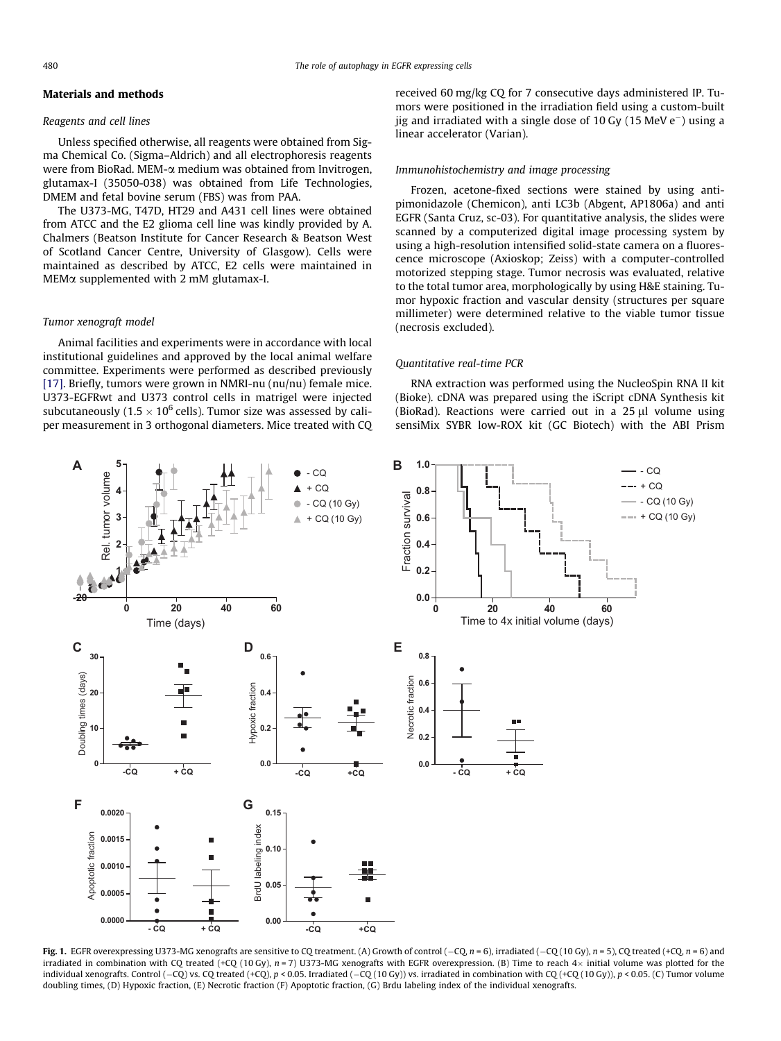## Materials and methods

### Reagents and cell lines

Unless specified otherwise, all reagents were obtained from Sigma Chemical Co. (Sigma–Aldrich) and all electrophoresis reagents were from BioRad. MEM-α medium was obtained from Invitrogen, glutamax-I (35050-038) was obtained from Life Technologies, DMEM and fetal bovine serum (FBS) was from PAA.

The U373-MG, T47D, HT29 and A431 cell lines were obtained from ATCC and the E2 glioma cell line was kindly provided by A. Chalmers (Beatson Institute for Cancer Research & Beatson West of Scotland Cancer Centre, University of Glasgow). Cells were maintained as described by ATCC, E2 cells were maintained in MEMα supplemented with 2 mM glutamax-I.

### Tumor xenograft model

Animal facilities and experiments were in accordance with local institutional guidelines and approved by the local animal welfare committee. Experiments were performed as described previously [17]. Briefly, tumors were grown in NMRI-nu (nu/nu) female mice. U373-EGFRwt and U373 control cells in matrigel were injected subcutaneously ($1.5 \times 10^6$ cells). Tumor size was assessed by caliper measurement in 3 orthogonal diameters. Mice treated with CQ received 60 mg/kg CQ for 7 consecutive days administered IP. Tumors were positioned in the irradiation field using a custom-built jig and irradiated with a single dose of 10 Gy (15 MeV $e^-$) using a linear accelerator (Varian).

### Immunohistochemistry and image processing

Frozen, acetone-fixed sections were stained by using anti-pimonidazole (Chemicon), anti LC3b (Abgent, AP1806a) and anti EGFR (Santa Cruz, sc-03). For quantitative analysis, the slides were scanned by a computerized digital image processing system by using a high-resolution intensified solid-state camera on a fluorescence microscope (Axioskop; Zeiss) with a computer-controlled motorized stepping stage. Tumor necrosis was evaluated, relative to the total tumor area, morphologically by using H&E staining. Tumor hypoxic fraction and vascular density (structures per square millimeter) were determined relative to the viable tumor tissue (necrosis excluded).

### Quantitative real-time PCR

RNA extraction was performed using the NucleoSpin RNA II kit (Bioke). cDNA was prepared using the iScript cDNA Synthesis kit (BioRad). Reactions were carried out in a 25 μl volume using sensiMix SYBR low-ROX kit (GC Biotech) with the ABI Prism

**Fig. 1.** EGFR overexpressing U373-MG xenografts are sensitive to CQ treatment. (A) Growth of control (−CQ, $n = 6$), irradiated (−CQ (10 Gy), $n = 5$), CQ treated (+CQ, $n = 6$) and irradiated in combination with CQ treated (+CQ (10 Gy), $n = 7$) U373-MG xenografts with EGFR overexpression. (B) Time to reach 4× initial volume was plotted for the individual xenografts. Control (−CQ) vs. CQ treated (+CQ), $p < 0.05$. Irradiated (−CQ (10 Gy)) vs. irradiated in combination with CQ (+CQ (10 Gy)), $p < 0.05$. (C) Tumor volume doubling times, (D) Hypoxic fraction, (E) Necrotic fraction (F) Apoptotic fraction, (G) Brdu labeling index of the individual xenografts.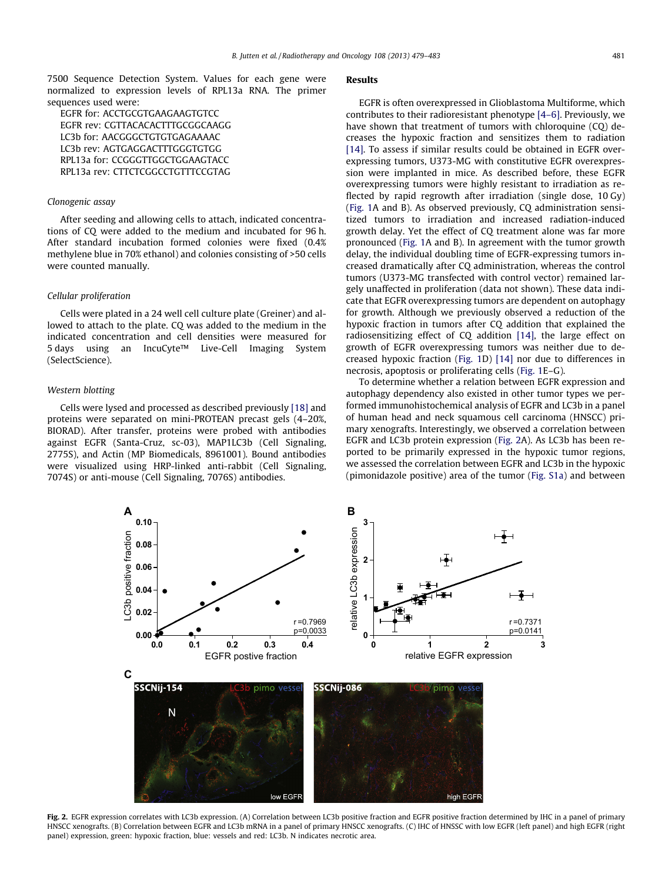7500 Sequence Detection System. Values for each gene were normalized to expression levels of RPL13a RNA. The primer sequences used were:

EGFR for: ACCTGCGTGAAGAAGTGTCC
EGFR rev: CGTTACACACTTTGCGGCAAGG
LC3b for: AACGGGCTGTGTGAGAAAAC
LC3b rev: AGTGAGGACTTTGGGTGTGG
RPL13a for: CCGGGTTGGCTGGAAGTACC
RPL13a rev: CTTCTCGGCCTGTTTCCGTAG

### Clonogenic assay

After seeding and allowing cells to attach, indicated concentrations of CQ were added to the medium and incubated for 96 h. After standard incubation formed colonies were fixed (0.4% methylene blue in 70% ethanol) and colonies consisting of >50 cells were counted manually.

### Cellular proliferation

Cells were plated in a 24 well cell culture plate (Greiner) and allowed to attach to the plate. CQ was added to the medium in the indicated concentration and cell densities were measured for 5 days using an IncuCyte™ Live-Cell Imaging System (SelectScience).

### Western blotting

Cells were lysed and processed as described previously [18] and proteins were separated on mini-PROTEAN precast gels (4–20%, BIORAD). After transfer, proteins were probed with antibodies against EGFR (Santa-Cruz, sc-03), MAP1LC3b (Cell Signaling, 2775S), and Actin (MP Biomedicals, 8961001). Bound antibodies were visualized using HRP-linked anti-rabbit (Cell Signaling, 7074S) or anti-mouse (Cell Signaling, 7076S) antibodies.

## Results

EGFR is often overexpressed in Glioblastoma Multiforme, which contributes to their radioresistant phenotype [4–6]. Previously, we have shown that treatment of tumors with chloroquine (CQ) decreases the hypoxic fraction and sensitizes them to radiation [14]. To assess if similar results could be obtained in EGFR overexpressing tumors, U373-MG with constitutive EGFR overexpression were implanted in mice. As described before, these EGFR overexpressing tumors were highly resistant to irradiation as reflected by rapid regrowth after irradiation (single dose, 10 Gy) (Fig. 1A and B). As observed previously, CQ administration sensitized tumors to irradiation and increased radiation-induced growth delay. Yet the effect of CQ treatment alone was far more pronounced (Fig. 1A and B). In agreement with the tumor growth delay, the individual doubling time of EGFR-expressing tumors increased dramatically after CQ administration, whereas the control tumors (U373-MG transfected with control vector) remained largely unaffected in proliferation (data not shown). These data indicate that EGFR overexpressing tumors are dependent on autophagy for growth. Although we previously observed a reduction of the hypoxic fraction in tumors after CQ addition that explained the radiosensitizing effect of CQ addition [14], the large effect on growth of EGFR overexpressing tumors was neither due to decreased hypoxic fraction (Fig. 1D) [14] nor due to differences in necrosis, apoptosis or proliferating cells (Fig. 1E–G).

To determine whether a relation between EGFR expression and autophagy dependency also existed in other tumor types we performed immunohistochemical analysis of EGFR and LC3b in a panel of human head and neck squamous cell carcinoma (HNSCC) primary xenografts. Interestingly, we observed a correlation between EGFR and LC3b protein expression (Fig. 2A). As LC3b has been reported to be primarily expressed in the hypoxic tumor regions, we assessed the correlation between EGFR and LC3b in the hypoxic (pimonidazole positive) area of the tumor (Fig. S1a) and between

**Fig. 2.** EGFR expression correlates with LC3b expression. (A) Correlation between LC3b positive fraction and EGFR positive fraction determined by IHC in a panel of primary HNSCC xenografts. (B) Correlation between EGFR and LC3b mRNA in a panel of primary HNSCC xenografts. (C) IHC of HNSCC with low EGFR (left panel) and high EGFR (right panel) expression, green: hypoxic fraction, blue: vessels and red: LC3b. N indicates necrotic area.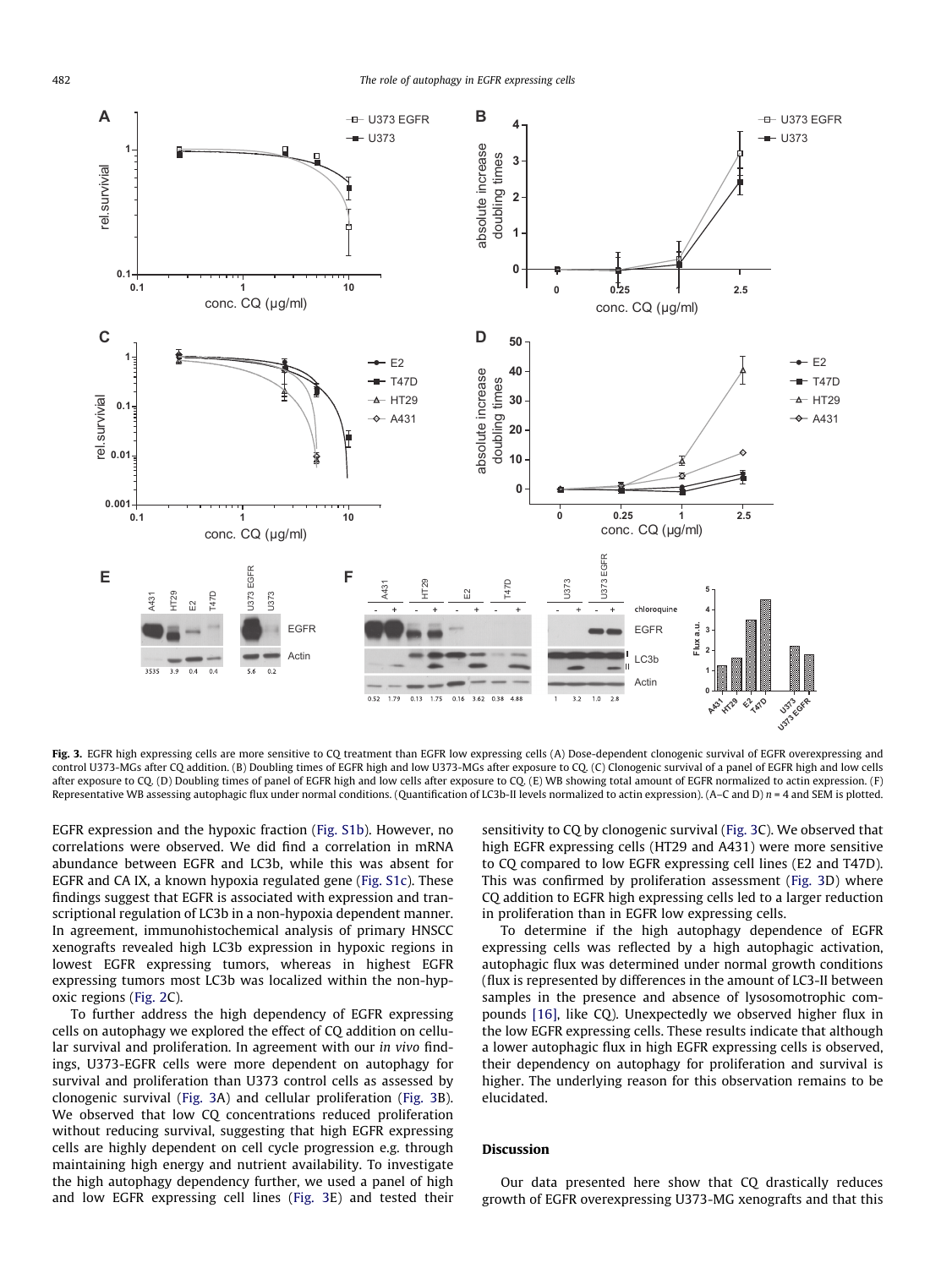**Fig. 3.** EGFR high expressing cells are more sensitive to CQ treatment than EGFR low expressing cells (A) Dose-dependent clonogenic survival of EGFR overexpressing and control U373-MGs after CQ addition. (B) Doubling times of EGFR high and low U373-MGs after exposure to CQ. (C) Clonogenic survival of a panel of EGFR high and low cells after exposure to CQ. (D) Doubling times of panel of EGFR high and low cells after exposure to CQ. (E) WB showing total amount of EGFR normalized to actin expression. (F) Representative WB assessing autophagic flux under normal conditions. (Quantification of LC3b-II levels normalized to actin expression). (A–C and D) $n = 4$ and SEM is plotted.

EGFR expression and the hypoxic fraction (Fig. S1b). However, no correlations were observed. We did find a correlation in mRNA abundance between EGFR and LC3b, while this was absent for EGFR and CA IX, a known hypoxia regulated gene (Fig. S1c). These findings suggest that EGFR is associated with expression and transcriptional regulation of LC3b in a non-hypoxia dependent manner. In agreement, immunohistochemical analysis of primary HNSCC xenografts revealed high LC3b expression in hypoxic regions in lowest EGFR expressing tumors, whereas in highest EGFR expressing tumors most LC3b was localized within the non-hypoxic regions (Fig. 2C).

To further address the high dependency of EGFR expressing cells on autophagy we explored the effect of CQ addition on cellular survival and proliferation. In agreement with our *in vivo* findings, U373-EGFR cells were more dependent on autophagy for survival and proliferation than U373 control cells as assessed by clonogenic survival (Fig. 3A) and cellular proliferation (Fig. 3B). We observed that low CQ concentrations reduced proliferation without reducing survival, suggesting that high EGFR expressing cells are highly dependent on cell cycle progression e.g. through maintaining high energy and nutrient availability. To investigate the high autophagy dependency further, we used a panel of high and low EGFR expressing cell lines (Fig. 3E) and tested their sensitivity to CQ by clonogenic survival (Fig. 3C). We observed that high EGFR expressing cells (HT29 and A431) were more sensitive to CQ compared to low EGFR expressing cell lines (E2 and T47D). This was confirmed by proliferation assessment (Fig. 3D) where CQ addition to EGFR high expressing cells led to a larger reduction in proliferation than in EGFR low expressing cells.

To determine if the high autophagy dependence of EGFR expressing cells was reflected by a high autophagic activation, autophagic flux was determined under normal growth conditions (flux is represented by differences in the amount of LC3-II between samples in the presence and absence of lysosomotrophic compounds [16], like CQ). Unexpectedly we observed higher flux in the low EGFR expressing cells. These results indicate that although a lower autophagic flux in high EGFR expressing cells is observed, their dependency on autophagy for proliferation and survival is higher. The underlying reason for this observation remains to be elucidated.

## Discussion

Our data presented here show that CQ drastically reduces growth of EGFR overexpressing U373-MG xenografts and that this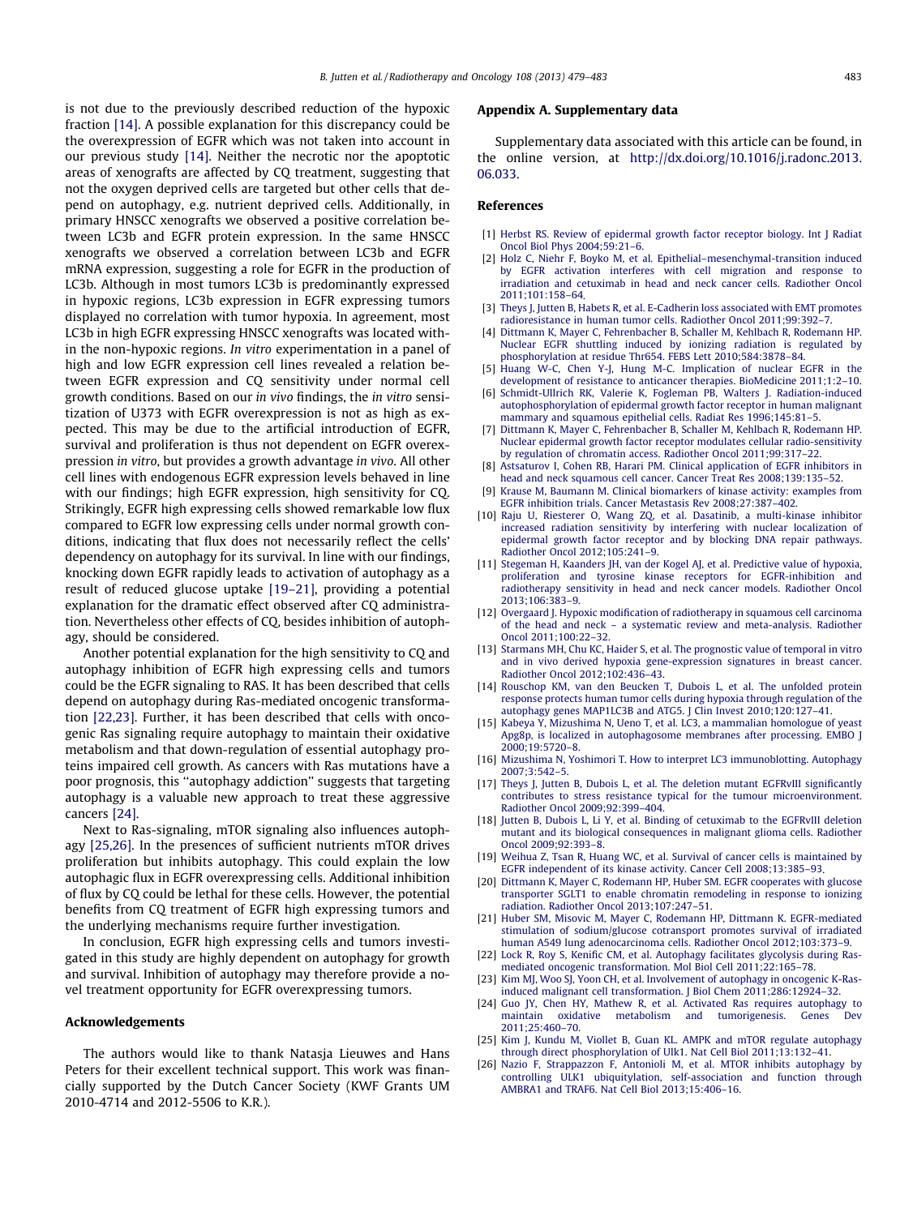is not due to the previously described reduction of the hypoxic fraction [14]. A possible explanation for this discrepancy could be the overexpression of EGFR which was not taken into account in our previous study [14]. Neither the necrotic nor the apoptotic areas of xenografts are affected by CQ treatment, suggesting that not the oxygen deprived cells are targeted but other cells that depend on autophagy, e.g. nutrient deprived cells. Additionally, in primary HNSCC xenografts we observed a positive correlation between LC3b and EGFR protein expression. In the same HNSCC xenografts we observed a correlation between LC3b and EGFR mRNA expression, suggesting a role for EGFR in the production of LC3b. Although in most tumors LC3b is predominantly expressed in hypoxic regions, LC3b expression in EGFR expressing tumors displayed no correlation with tumor hypoxia. In agreement, most LC3b in high EGFR expressing HNSCC xenografts was located within the non-hypoxic regions. *In vitro* experimentation in a panel of high and low EGFR expression cell lines revealed a relation between EGFR expression and CQ sensitivity under normal cell growth conditions. Based on our *in vivo* findings, the *in vitro* sensitization of U373 with EGFR overexpression is not as high as expected. This may be due to the artificial introduction of EGFR, survival and proliferation is thus not dependent on EGFR overexpression *in vitro*, but provides a growth advantage *in vivo*. All other cell lines with endogenous EGFR expression levels behaved in line with our findings; high EGFR expression, high sensitivity for CQ. Strikingly, EGFR high expressing cells showed remarkable low flux compared to EGFR low expressing cells under normal growth conditions, indicating that flux does not necessarily reflect the cells' dependency on autophagy for its survival. In line with our findings, knocking down EGFR rapidly leads to activation of autophagy as a result of reduced glucose uptake [19–21], providing a potential explanation for the dramatic effect observed after CQ administration. Nevertheless other effects of CQ, besides inhibition of autophagy, should be considered.

Another potential explanation for the high sensitivity to CQ and autophagy inhibition of EGFR high expressing cells and tumors could be the EGFR signaling to RAS. It has been described that cells depend on autophagy during Ras-mediated oncogenic transformation [22,23]. Further, it has been described that cells with oncogenic Ras signaling require autophagy to maintain their oxidative metabolism and that down-regulation of essential autophagy proteins impaired cell growth. As cancers with Ras mutations have a poor prognosis, this ''autophagy addiction'' suggests that targeting autophagy is a valuable new approach to treat these aggressive cancers [24].

Next to Ras-signaling, mTOR signaling also influences autophagy [25,26]. In the presences of sufficient nutrients mTOR drives proliferation but inhibits autophagy. This could explain the low autophagic flux in EGFR overexpressing cells. Additional inhibition of flux by CQ could be lethal for these cells. However, the potential benefits from CQ treatment of EGFR high expressing tumors and the underlying mechanisms require further investigation.

In conclusion, EGFR high expressing cells and tumors investigated in this study are highly dependent on autophagy for growth and survival. Inhibition of autophagy may therefore provide a novel treatment opportunity for EGFR overexpressing tumors.

## Acknowledgements

The authors would like to thank Natasja Lieuwes and Hans Peters for their excellent technical support. This work was financially supported by the Dutch Cancer Society (KWF Grants UM 2010-4714 and 2012-5506 to K.R.).

## Appendix A. Supplementary data

Supplementary data associated with this article can be found, in the online version, at http://dx.doi.org/10.1016/j.radonc.2013.06.033.

## References

[1] Herbst RS. Review of epidermal growth factor receptor biology. Int J Radiat Oncol Biol Phys 2004;59:21–6.

[2] Holz C, Niehr F, Boyko M, et al. Epithelial–mesenchymal-transition induced by EGFR activation interferes with cell migration and response to irradiation and cetuximab in head and neck cancer cells. Radiother Oncol 2011;101:158–64.

[3] Theys J, Jutten B, Habets R, et al. E-Cadherin loss associated with EMT promotes radioresistance in human tumor cells. Radiother Oncol 2011;99:392–7.

[4] Dittmann K, Mayer C, Fehrenbacher B, Schaller M, Kehlbach R, Rodemann HP. Nuclear EGFR shuttling induced by ionizing radiation is regulated by phosphorylation at residue Thr654. FEBS Lett 2010;584:3878–84.

[5] Huang W-C, Chen Y-J, Hung M-C. Implication of nuclear EGFR in the development of resistance to anticancer therapies. BioMedicine 2011;1:2–10.

[6] Schmidt-Ullrich RK, Valerie K, Fogleman PB, Walters J. Radiation-induced autophosphorylation of epidermal growth factor receptor in human malignant mammary and squamous epithelial cells. Radiat Res 1996;145:81–5.

[7] Dittmann K, Mayer C, Fehrenbacher B, Schaller M, Kehlbach R, Rodemann HP. Nuclear epidermal growth factor receptor modulates cellular radio-sensitivity by regulation of chromatin access. Radiother Oncol 2011;99:317–22.

[8] Astsaturov I, Cohen RB, Harari PM. Clinical application of EGFR inhibitors in head and neck squamous cell cancer. Cancer Treat Res 2008;139:135–52.

[9] Krause M, Baumann M. Clinical biomarkers of kinase activity: examples from EGFR inhibition trials. Cancer Metastasis Rev 2008;27:387–402.

[10] Raju U, Riesterer O, Wang ZQ, et al. Dasatinib, a multi-kinase inhibitor increased radiation sensitivity by interfering with nuclear localization of epidermal growth factor receptor and by blocking DNA repair pathways. Radiother Oncol 2012;105:241–9.

[11] Stegeman H, Kaanders JH, van der Kogel AJ, et al. Predictive value of hypoxia, proliferation and tyrosine kinase receptors for EGFR-inhibition and radiotherapy sensitivity in head and neck cancer models. Radiother Oncol 2013;106:383–9.

[12] Overgaard J. Hypoxic modification of radiotherapy in squamous cell carcinoma of the head and neck – a systematic review and meta-analysis. Radiother Oncol 2011;100:22–32.

[13] Starmans MH, Chu KC, Haider S, et al. The prognostic value of temporal in vitro and in vivo derived hypoxia gene-expression signatures in breast cancer. Radiother Oncol 2012;102:436–43.

[14] Rouschop KM, van den Beucken T, Dubois L, et al. The unfolded protein response protects human tumor cells during hypoxia through regulation of the autophagy genes MAP1LC3B and ATG5. J Clin Invest 2010;120:127–41.

[15] Kabeya Y, Mizushima N, Ueno T, et al. LC3, a mammalian homologue of yeast Apg8p, is localized in autophagosome membranes after processing. EMBO J 2000;19:5720–8.

[16] Mizushima N, Yoshimori T. How to interpret LC3 immunoblotting. Autophagy 2007;3:542–5.

[17] Theys J, Jutten B, Dubois L, et al. The deletion mutant EGFRvIII significantly contributes to stress resistance typical for the tumour microenvironment. Radiother Oncol 2009;92:399–404.

[18] Jutten B, Dubois L, Li Y, et al. Binding of cetuximab to the EGFRvIII deletion mutant and its biological consequences in malignant glioma cells. Radiother Oncol 2009;92:393–8.

[19] Weihua Z, Tsan R, Huang WC, et al. Survival of cancer cells is maintained by EGFR independent of its kinase activity. Cancer Cell 2008;13:385–93.

[20] Dittmann K, Mayer C, Rodemann HP, Huber SM. EGFR cooperates with glucose transporter SGLT1 to enable chromatin remodeling in response to ionizing radiation. Radiother Oncol 2013;107:247–51.

[21] Huber SM, Misovic M, Mayer C, Rodemann HP, Dittmann K. EGFR-mediated stimulation of sodium/glucose cotransport promotes survival of irradiated human A549 lung adenocarcinoma cells. Radiother Oncol 2012;103:373–9.

[22] Lock R, Roy S, Kenific CM, et al. Autophagy facilitates glycolysis during Ras-mediated oncogenic transformation. Mol Biol Cell 2011;22:165–78.

[23] Kim MJ, Woo SJ, Yoon CH, et al. Involvement of autophagy in oncogenic K-Ras-induced malignant cell transformation. J Biol Chem 2011;286:12924–32.

[24] Guo JY, Chen HY, Mathew R, et al. Activated Ras requires autophagy to maintain oxidative metabolism and tumorigenesis. Genes Dev 2011;25:460–70.

[25] Kim J, Kundu M, Viollet B, Guan KL. AMPK and mTOR regulate autophagy through direct phosphorylation of Ulk1. Nat Cell Biol 2011;13:132–41.

[26] Nazio F, Strappazzon F, Antonioli M, et al. MTOR inhibits autophagy by controlling ULK1 ubiquitylation, self-association and function through AMBRA1 and TRAF6. Nat Cell Biol 2013;15:406–16.